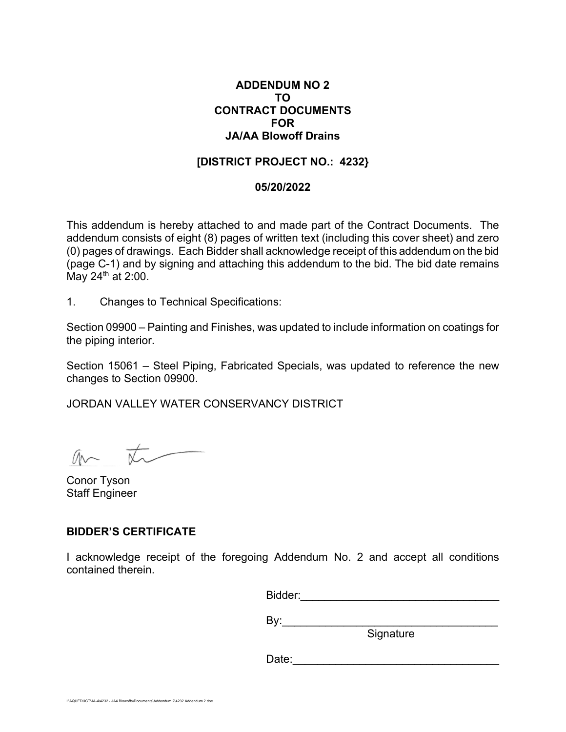**ADDENDUM NO 2**
**TO**
**CONTRACT DOCUMENTS**
**FOR**
**JA/AA Blowoff Drains**

**[DISTRICT PROJECT NO.: 4232}**

**05/20/2022**

This addendum is hereby attached to and made part of the Contract Documents. The addendum consists of eight (8) pages of written text (including this cover sheet) and zero (0) pages of drawings. Each Bidder shall acknowledge receipt of this addendum on the bid (page C-1) and by signing and attaching this addendum to the bid. The bid date remains May 24th at 2:00.

1. Changes to Technical Specifications:

Section 09900 – Painting and Finishes, was updated to include information on coatings for the piping interior.

Section 15061 – Steel Piping, Fabricated Specials, was updated to reference the new changes to Section 09900.

JORDAN VALLEY WATER CONSERVANCY DISTRICT

Conor Tyson
Staff Engineer

**BIDDER'S CERTIFICATE**

I acknowledge receipt of the foregoing Addendum No. 2 and accept all conditions contained therein.

Bidder:\_\_\_\_\_\_\_\_\_\_\_\_\_\_\_\_\_\_\_\_\_\_\_\_\_\_\_\_\_\_\_\_

By:\_\_\_\_\_\_\_\_\_\_\_\_\_\_\_\_\_\_\_\_\_\_\_\_\_\_\_\_\_\_\_\_\_\_\_
Signature

Date:\_\_\_\_\_\_\_\_\_\_\_\_\_\_\_\_\_\_\_\_\_\_\_\_\_\_\_\_\_\_\_\_\_

I:\AQUEDUCT\JA-4\4232 - JA4 Blowoffs\Documents\Addendum 2\4232 Addendum 2.doc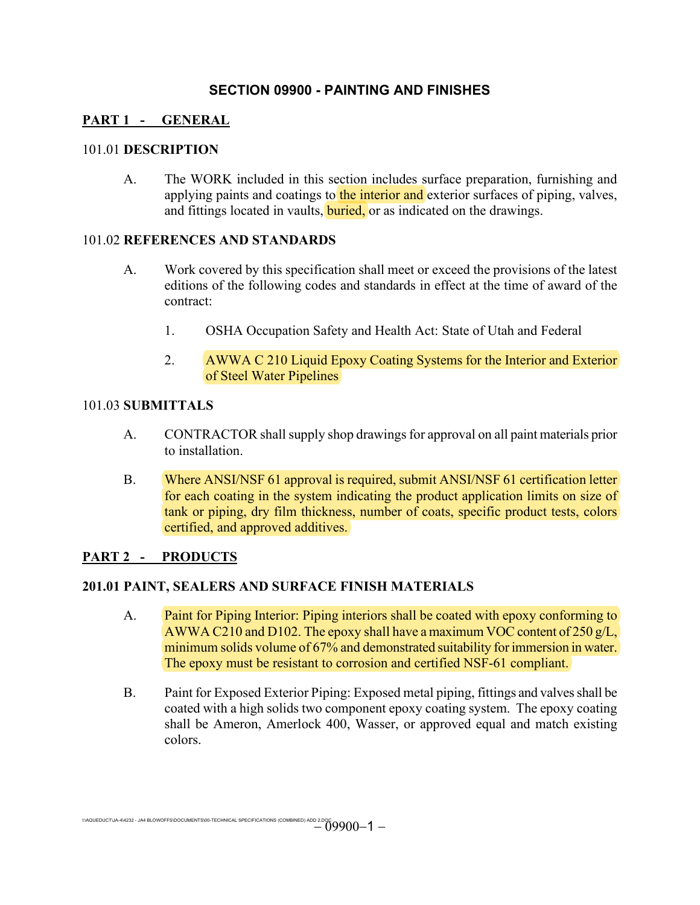# SECTION 09900 - PAINTING AND FINISHES

## PART 1 - GENERAL

### 101.01 DESCRIPTION

A. The WORK included in this section includes surface preparation, furnishing and applying paints and coatings to the interior and exterior surfaces of piping, valves, and fittings located in vaults, buried, or as indicated on the drawings.

### 101.02 REFERENCES AND STANDARDS

A. Work covered by this specification shall meet or exceed the provisions of the latest editions of the following codes and standards in effect at the time of award of the contract:

1. OSHA Occupation Safety and Health Act: State of Utah and Federal
2. AWWA C 210 Liquid Epoxy Coating Systems for the Interior and Exterior of Steel Water Pipelines

### 101.03 SUBMITTALS

A. CONTRACTOR shall supply shop drawings for approval on all paint materials prior to installation.

B. Where ANSI/NSF 61 approval is required, submit ANSI/NSF 61 certification letter for each coating in the system indicating the product application limits on size of tank or piping, dry film thickness, number of coats, specific product tests, colors certified, and approved additives.

## PART 2 - PRODUCTS

### 201.01 PAINT, SEALERS AND SURFACE FINISH MATERIALS

A. Paint for Piping Interior: Piping interiors shall be coated with epoxy conforming to AWWA C210 and D102. The epoxy shall have a maximum VOC content of 250 g/L, minimum solids volume of 67% and demonstrated suitability for immersion in water. The epoxy must be resistant to corrosion and certified NSF-61 compliant.

B. Paint for Exposed Exterior Piping: Exposed metal piping, fittings and valves shall be coated with a high solids two component epoxy coating system. The epoxy coating shall be Ameron, Amerlock 400, Wasser, or approved equal and match existing colors.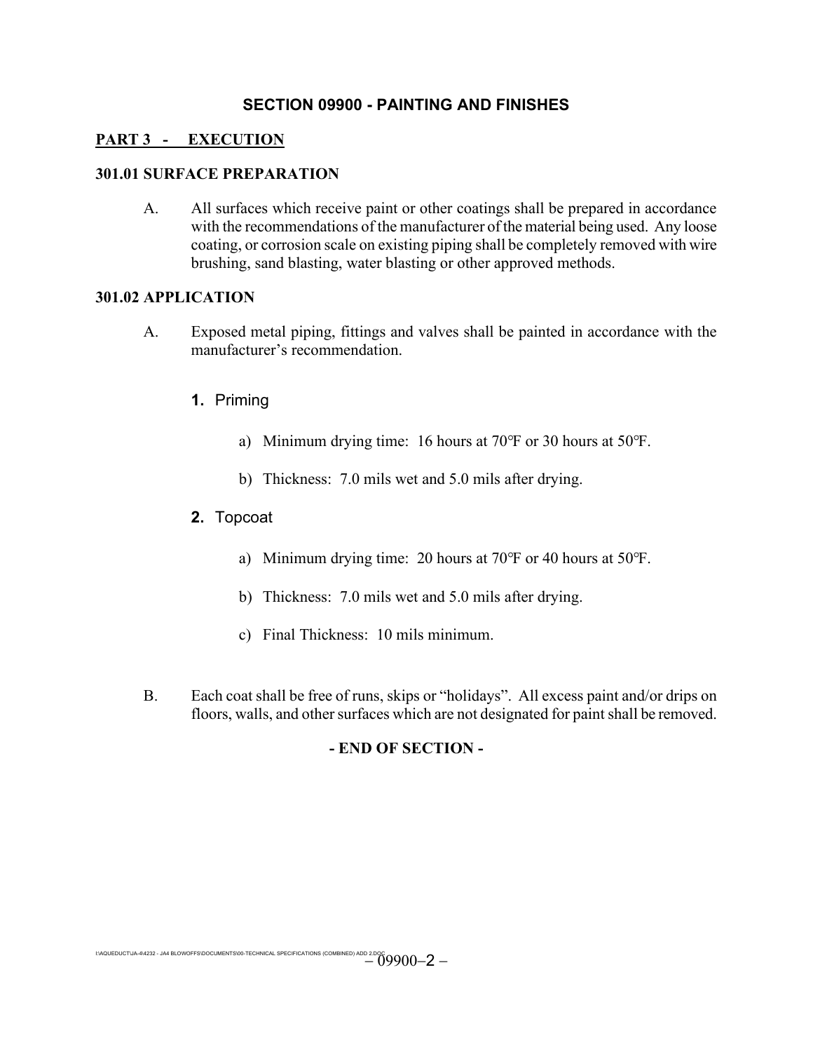## SECTION 09900 - PAINTING AND FINISHES

**PART 3 - EXECUTION**

### 301.01 SURFACE PREPARATION

A. All surfaces which receive paint or other coatings shall be prepared in accordance with the recommendations of the manufacturer of the material being used. Any loose coating, or corrosion scale on existing piping shall be completely removed with wire brushing, sand blasting, water blasting or other approved methods.

### 301.02 APPLICATION

A. Exposed metal piping, fittings and valves shall be painted in accordance with the manufacturer's recommendation.

**1.** Priming

a) Minimum drying time: 16 hours at 70℉ or 30 hours at 50℉.

b) Thickness: 7.0 mils wet and 5.0 mils after drying.

**2.** Topcoat

a) Minimum drying time: 20 hours at 70℉ or 40 hours at 50℉.

b) Thickness: 7.0 mils wet and 5.0 mils after drying.

c) Final Thickness: 10 mils minimum.

B. Each coat shall be free of runs, skips or "holidays". All excess paint and/or drips on floors, walls, and other surfaces which are not designated for paint shall be removed.

**- END OF SECTION -**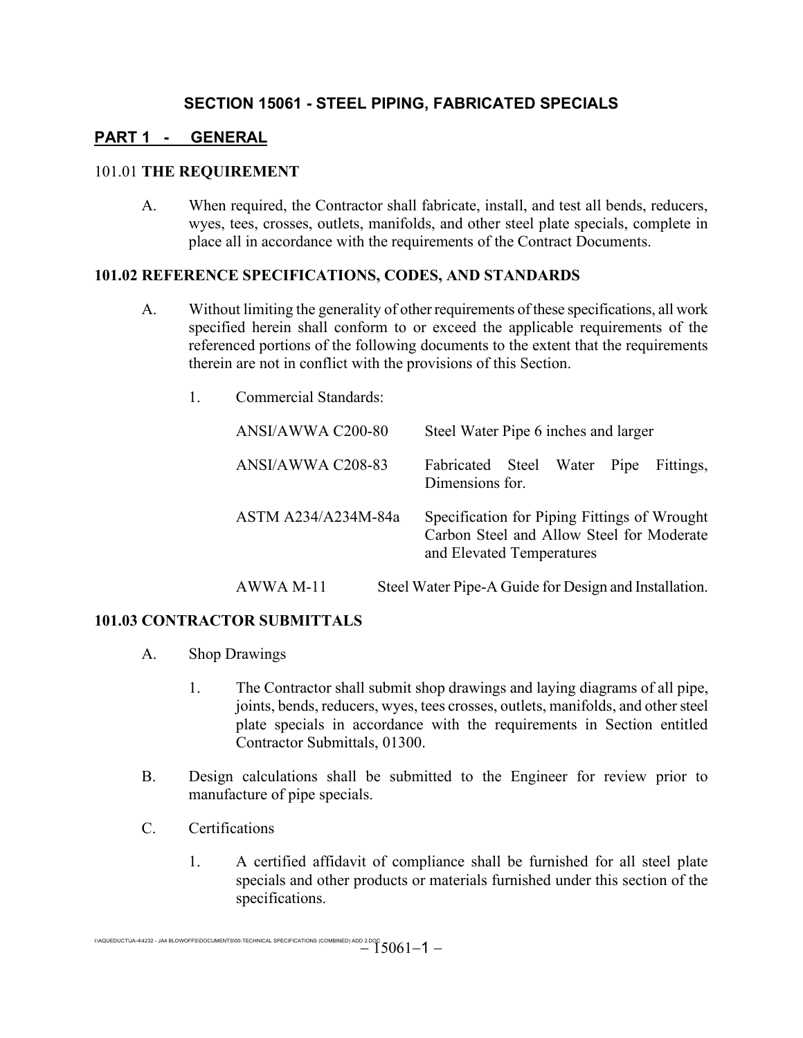# SECTION 15061 - STEEL PIPING, FABRICATED SPECIALS

## PART 1 - GENERAL

### 101.01 THE REQUIREMENT

A. When required, the Contractor shall fabricate, install, and test all bends, reducers, wyes, tees, crosses, outlets, manifolds, and other steel plate specials, complete in place all in accordance with the requirements of the Contract Documents.

### 101.02 REFERENCE SPECIFICATIONS, CODES, AND STANDARDS

A. Without limiting the generality of other requirements of these specifications, all work specified herein shall conform to or exceed the applicable requirements of the referenced portions of the following documents to the extent that the requirements therein are not in conflict with the provisions of this Section.

1. Commercial Standards:

| | |
|---|---|
| ANSI/AWWA C200-80 | Steel Water Pipe 6 inches and larger |
| ANSI/AWWA C208-83 | Fabricated Steel Water Pipe Fittings, Dimensions for. |
| ASTM A234/A234M-84a | Specification for Piping Fittings of Wrought Carbon Steel and Allow Steel for Moderate and Elevated Temperatures |
| AWWA M-11 | Steel Water Pipe-A Guide for Design and Installation. |

### 101.03 CONTRACTOR SUBMITTALS

A. Shop Drawings

1. The Contractor shall submit shop drawings and laying diagrams of all pipe, joints, bends, reducers, wyes, tees crosses, outlets, manifolds, and other steel plate specials in accordance with the requirements in Section entitled Contractor Submittals, 01300.

B. Design calculations shall be submitted to the Engineer for review prior to manufacture of pipe specials.

C. Certifications

1. A certified affidavit of compliance shall be furnished for all steel plate specials and other products or materials furnished under this section of the specifications.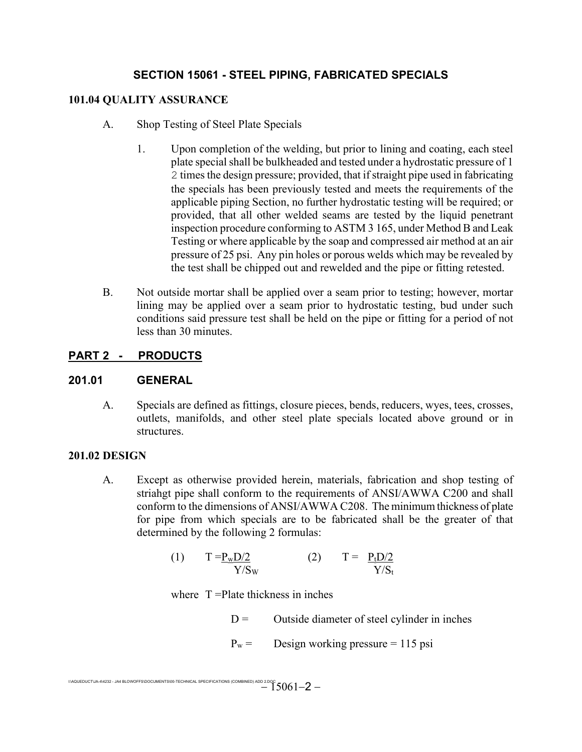## SECTION 15061 - STEEL PIPING, FABRICATED SPECIALS

### 101.04 QUALITY ASSURANCE

A. Shop Testing of Steel Plate Specials

1. Upon completion of the welding, but prior to lining and coating, each steel plate special shall be bulkheaded and tested under a hydrostatic pressure of 1 2 times the design pressure; provided, that if straight pipe used in fabricating the specials has been previously tested and meets the requirements of the applicable piping Section, no further hydrostatic testing will be required; or provided, that all other welded seams are tested by the liquid penetrant inspection procedure conforming to ASTM 3 165, under Method B and Leak Testing or where applicable by the soap and compressed air method at an air pressure of 25 psi. Any pin holes or porous welds which may be revealed by the test shall be chipped out and rewelded and the pipe or fitting retested.

B. Not outside mortar shall be applied over a seam prior to testing; however, mortar lining may be applied over a seam prior to hydrostatic testing, bud under such conditions said pressure test shall be held on the pipe or fitting for a period of not less than 30 minutes.

## PART 2 - PRODUCTS

### 201.01 GENERAL

A. Specials are defined as fittings, closure pieces, bends, reducers, wyes, tees, crosses, outlets, manifolds, and other steel plate specials located above ground or in structures.

### 201.02 DESIGN

A. Except as otherwise provided herein, materials, fabrication and shop testing of striahgt pipe shall conform to the requirements of ANSI/AWWA C200 and shall conform to the dimensions of ANSI/AWWA C208. The minimum thickness of plate for pipe from which specials are to be fabricated shall be the greater of that determined by the following 2 formulas:

(1) $T = \dfrac{P_w D/2}{Y/S_W}$ (2) $T = \dfrac{P_t D/2}{Y/S_t}$

where $T$ = Plate thickness in inches

$D$ = Outside diameter of steel cylinder in inches

$P_w$ = Design working pressure = 115 psi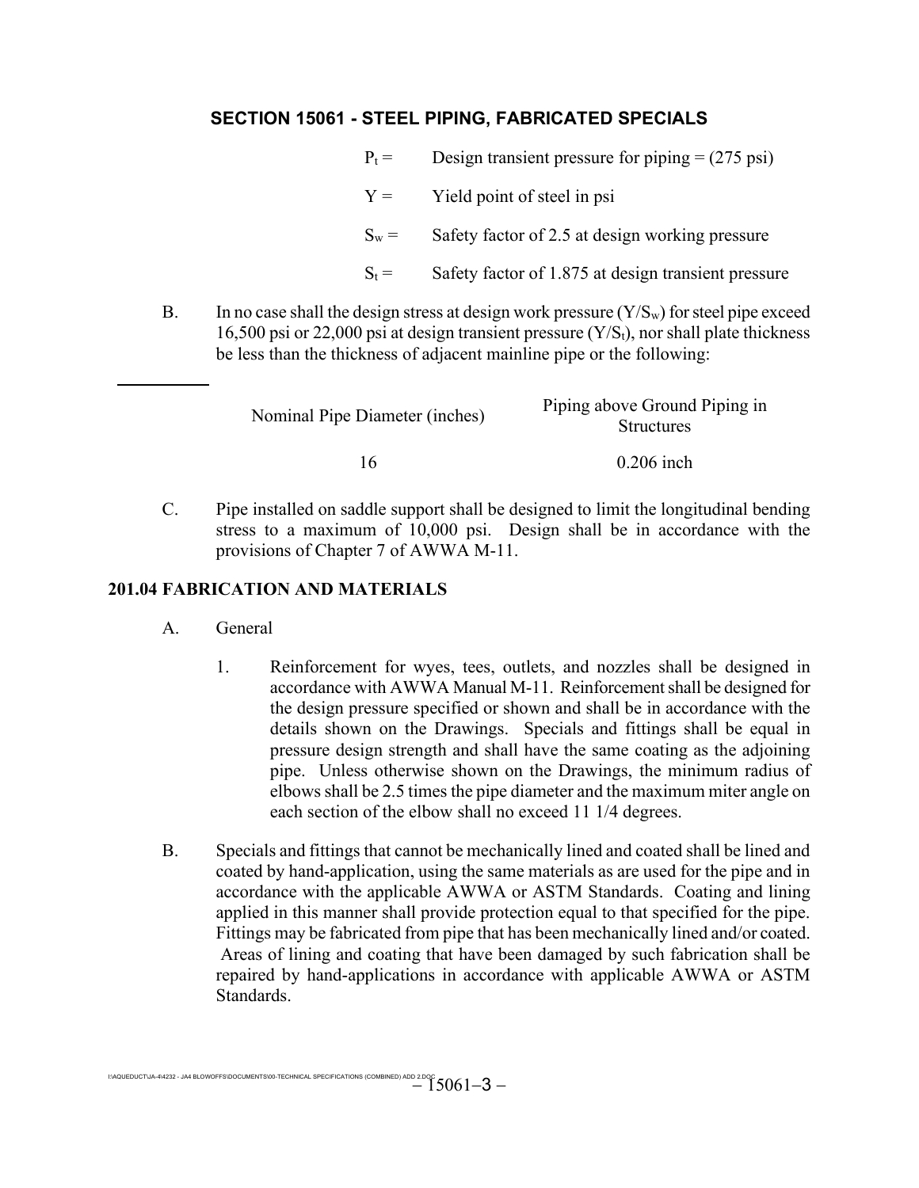## SECTION 15061 - STEEL PIPING, FABRICATED SPECIALS

$P_t$ = Design transient pressure for piping = (275 psi)

Y = Yield point of steel in psi

$S_w$ = Safety factor of 2.5 at design working pressure

$S_t$ = Safety factor of 1.875 at design transient pressure

B. In no case shall the design stress at design work pressure ($Y/S_w$) for steel pipe exceed 16,500 psi or 22,000 psi at design transient pressure ($Y/S_t$), nor shall plate thickness be less than the thickness of adjacent mainline pipe or the following:

| Nominal Pipe Diameter (inches) | Piping above Ground Piping in Structures |
|---|---|
| 16 | 0.206 inch |

C. Pipe installed on saddle support shall be designed to limit the longitudinal bending stress to a maximum of 10,000 psi. Design shall be in accordance with the provisions of Chapter 7 of AWWA M-11.

### 201.04 FABRICATION AND MATERIALS

A. General

1. Reinforcement for wyes, tees, outlets, and nozzles shall be designed in accordance with AWWA Manual M-11. Reinforcement shall be designed for the design pressure specified or shown and shall be in accordance with the details shown on the Drawings. Specials and fittings shall be equal in pressure design strength and shall have the same coating as the adjoining pipe. Unless otherwise shown on the Drawings, the minimum radius of elbows shall be 2.5 times the pipe diameter and the maximum miter angle on each section of the elbow shall no exceed 11 1/4 degrees.

B. Specials and fittings that cannot be mechanically lined and coated shall be lined and coated by hand-application, using the same materials as are used for the pipe and in accordance with the applicable AWWA or ASTM Standards. Coating and lining applied in this manner shall provide protection equal to that specified for the pipe. Fittings may be fabricated from pipe that has been mechanically lined and/or coated. Areas of lining and coating that have been damaged by such fabrication shall be repaired by hand-applications in accordance with applicable AWWA or ASTM Standards.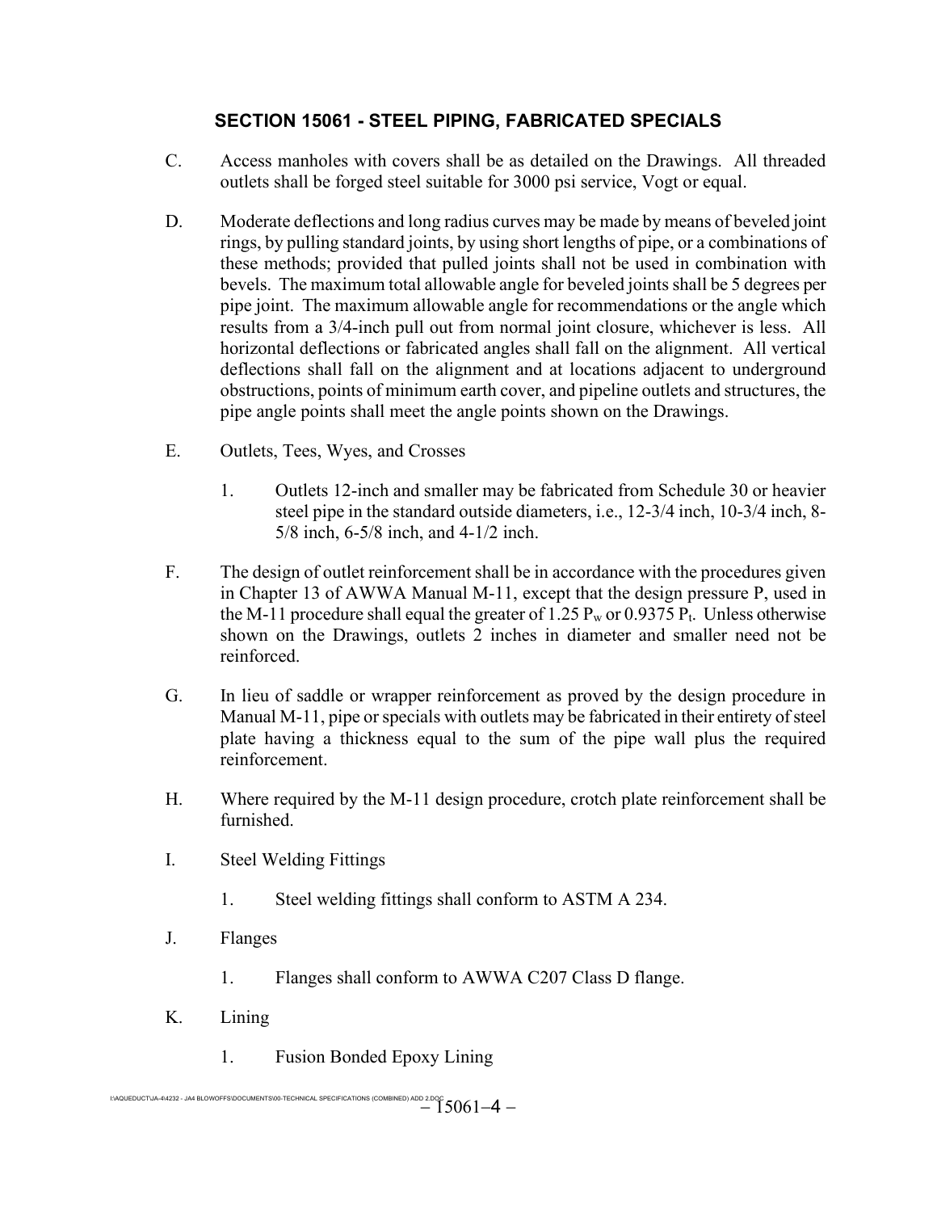# SECTION 15061 - STEEL PIPING, FABRICATED SPECIALS

C. Access manholes with covers shall be as detailed on the Drawings. All threaded outlets shall be forged steel suitable for 3000 psi service, Vogt or equal.

D. Moderate deflections and long radius curves may be made by means of beveled joint rings, by pulling standard joints, by using short lengths of pipe, or a combinations of these methods; provided that pulled joints shall not be used in combination with bevels. The maximum total allowable angle for beveled joints shall be 5 degrees per pipe joint. The maximum allowable angle for recommendations or the angle which results from a 3/4-inch pull out from normal joint closure, whichever is less. All horizontal deflections or fabricated angles shall fall on the alignment. All vertical deflections shall fall on the alignment and at locations adjacent to underground obstructions, points of minimum earth cover, and pipeline outlets and structures, the pipe angle points shall meet the angle points shown on the Drawings.

E. Outlets, Tees, Wyes, and Crosses

1. Outlets 12-inch and smaller may be fabricated from Schedule 30 or heavier steel pipe in the standard outside diameters, i.e., 12-3/4 inch, 10-3/4 inch, 8-5/8 inch, 6-5/8 inch, and 4-1/2 inch.

F. The design of outlet reinforcement shall be in accordance with the procedures given in Chapter 13 of AWWA Manual M-11, except that the design pressure P, used in the M-11 procedure shall equal the greater of 1.25 $P_w$ or 0.9375 $P_t$. Unless otherwise shown on the Drawings, outlets 2 inches in diameter and smaller need not be reinforced.

G. In lieu of saddle or wrapper reinforcement as proved by the design procedure in Manual M-11, pipe or specials with outlets may be fabricated in their entirety of steel plate having a thickness equal to the sum of the pipe wall plus the required reinforcement.

H. Where required by the M-11 design procedure, crotch plate reinforcement shall be furnished.

I. Steel Welding Fittings

1. Steel welding fittings shall conform to ASTM A 234.

J. Flanges

1. Flanges shall conform to AWWA C207 Class D flange.

K. Lining

1. Fusion Bonded Epoxy Lining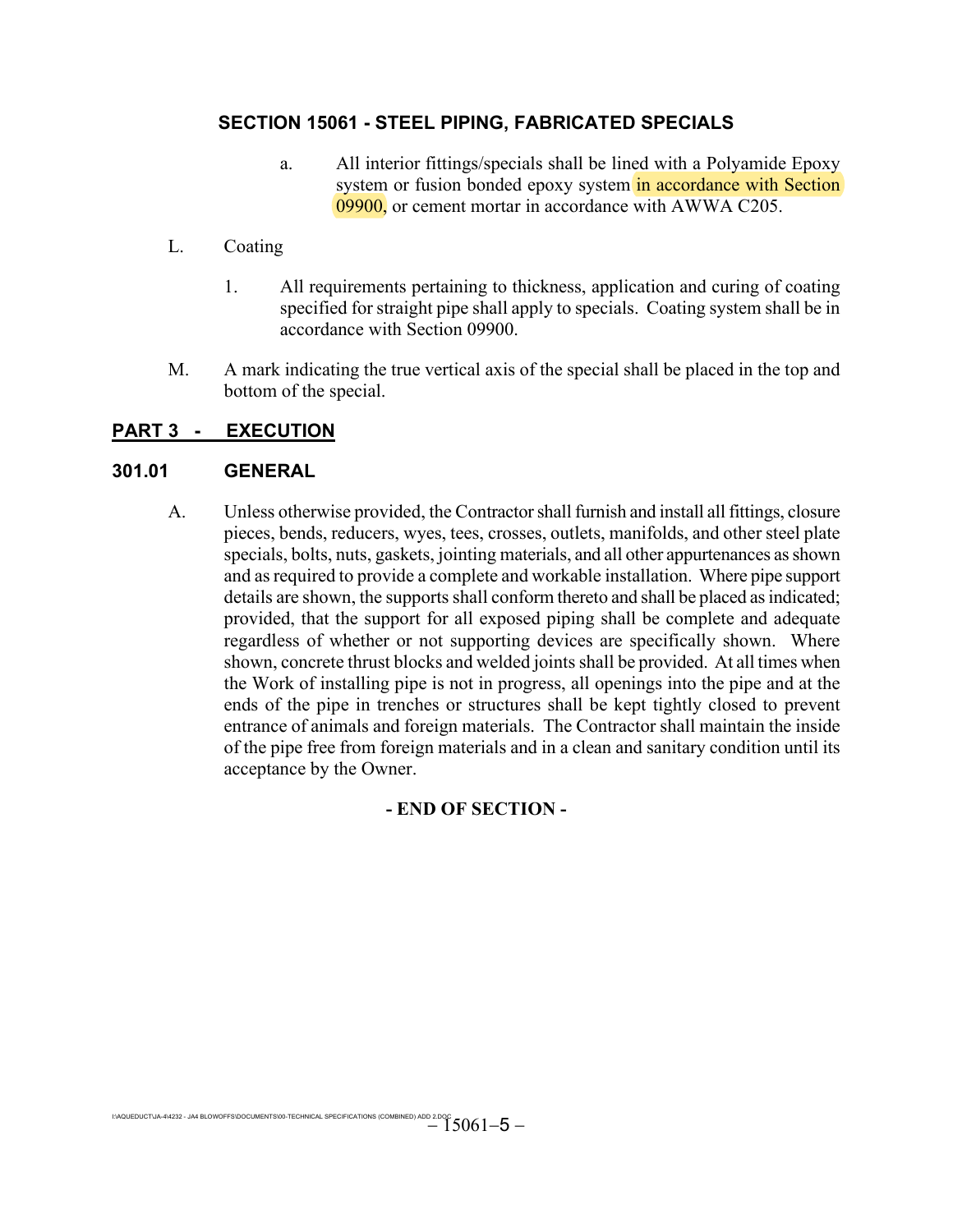## SECTION 15061 - STEEL PIPING, FABRICATED SPECIALS

a. All interior fittings/specials shall be lined with a Polyamide Epoxy system or fusion bonded epoxy system in accordance with Section 09900, or cement mortar in accordance with AWWA C205.

L. Coating

1. All requirements pertaining to thickness, application and curing of coating specified for straight pipe shall apply to specials. Coating system shall be in accordance with Section 09900.

M. A mark indicating the true vertical axis of the special shall be placed in the top and bottom of the special.

## PART 3 - EXECUTION

### 301.01 GENERAL

A. Unless otherwise provided, the Contractor shall furnish and install all fittings, closure pieces, bends, reducers, wyes, tees, crosses, outlets, manifolds, and other steel plate specials, bolts, nuts, gaskets, jointing materials, and all other appurtenances as shown and as required to provide a complete and workable installation. Where pipe support details are shown, the supports shall conform thereto and shall be placed as indicated; provided, that the support for all exposed piping shall be complete and adequate regardless of whether or not supporting devices are specifically shown. Where shown, concrete thrust blocks and welded joints shall be provided. At all times when the Work of installing pipe is not in progress, all openings into the pipe and at the ends of the pipe in trenches or structures shall be kept tightly closed to prevent entrance of animals and foreign materials. The Contractor shall maintain the inside of the pipe free from foreign materials and in a clean and sanitary condition until its acceptance by the Owner.

**- END OF SECTION -**